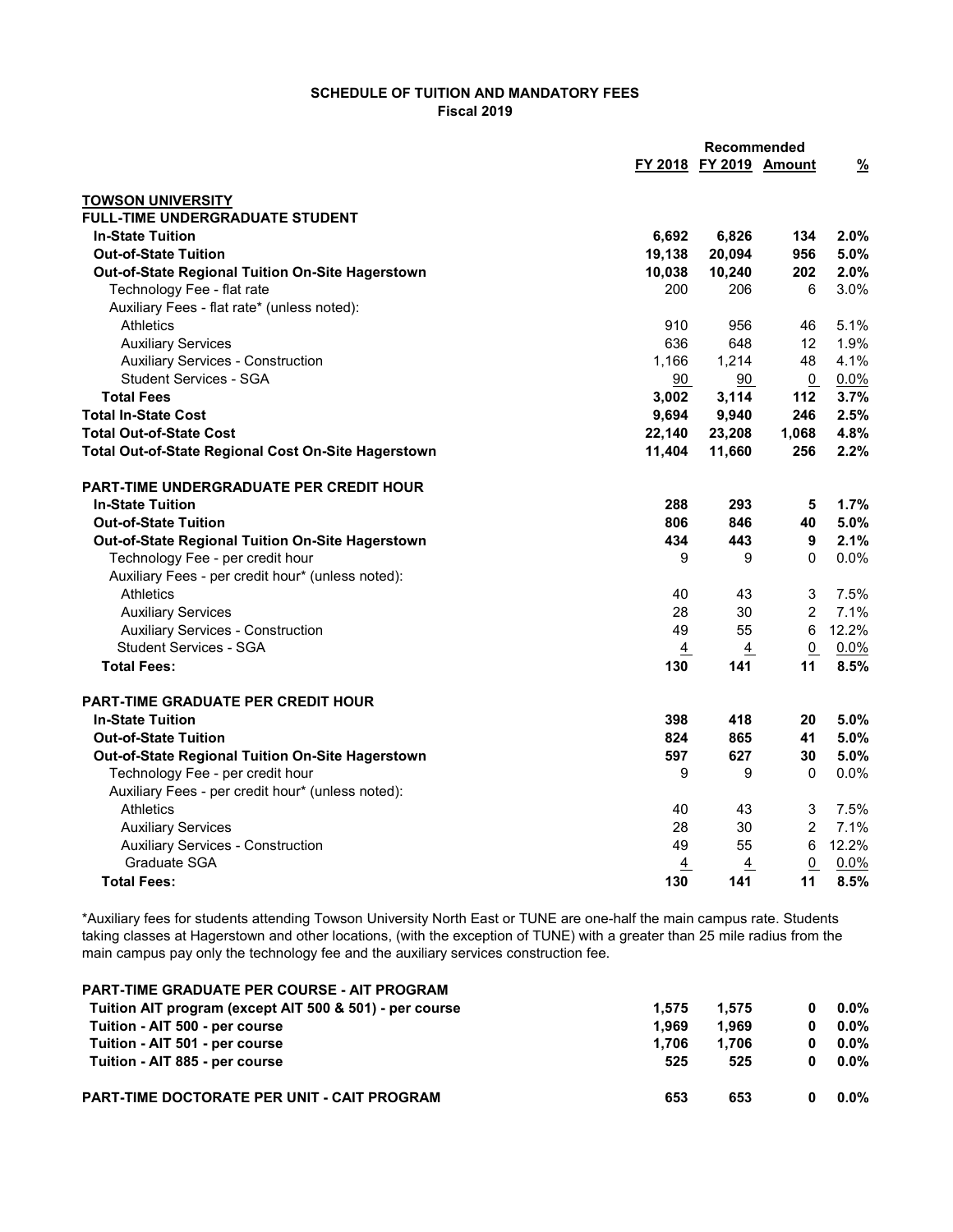**SCHEDULE OF TUITION AND MANDATORY FEES**
**Fiscal 2019**

| | FY 2018 | Recommended FY 2019 | Amount | % |
|---|---|---|---|---|
| **TOWSON UNIVERSITY** | | | | |
| **FULL-TIME UNDERGRADUATE STUDENT** | | | | |
| **In-State Tuition** | **6,692** | **6,826** | **134** | **2.0%** |
| **Out-of-State Tuition** | **19,138** | **20,094** | **956** | **5.0%** |
| **Out-of-State Regional Tuition On-Site Hagerstown** | **10,038** | **10,240** | **202** | **2.0%** |
| Technology Fee - flat rate | 200 | 206 | 6 | 3.0% |
| Auxiliary Fees - flat rate* (unless noted): | | | | |
| Athletics | 910 | 956 | 46 | 5.1% |
| Auxiliary Services | 636 | 648 | 12 | 1.9% |
| Auxiliary Services - Construction | 1,166 | 1,214 | 48 | 4.1% |
| Student Services - SGA | 90 | 90 | 0 | 0.0% |
| **Total Fees** | **3,002** | **3,114** | **112** | **3.7%** |
| **Total In-State Cost** | **9,694** | **9,940** | **246** | **2.5%** |
| **Total Out-of-State Cost** | **22,140** | **23,208** | **1,068** | **4.8%** |
| **Total Out-of-State Regional Cost On-Site Hagerstown** | **11,404** | **11,660** | **256** | **2.2%** |
| **PART-TIME UNDERGRADUATE PER CREDIT HOUR** | | | | |
| **In-State Tuition** | **288** | **293** | **5** | **1.7%** |
| **Out-of-State Tuition** | **806** | **846** | **40** | **5.0%** |
| **Out-of-State Regional Tuition On-Site Hagerstown** | **434** | **443** | **9** | **2.1%** |
| Technology Fee - per credit hour | 9 | 9 | 0 | 0.0% |
| Auxiliary Fees - per credit hour* (unless noted): | | | | |
| Athletics | 40 | 43 | 3 | 7.5% |
| Auxiliary Services | 28 | 30 | 2 | 7.1% |
| Auxiliary Services - Construction | 49 | 55 | 6 | 12.2% |
| Student Services - SGA | 4 | 4 | 0 | 0.0% |
| **Total Fees:** | **130** | **141** | **11** | **8.5%** |
| **PART-TIME GRADUATE PER CREDIT HOUR** | | | | |
| **In-State Tuition** | **398** | **418** | **20** | **5.0%** |
| **Out-of-State Tuition** | **824** | **865** | **41** | **5.0%** |
| **Out-of-State Regional Tuition On-Site Hagerstown** | **597** | **627** | **30** | **5.0%** |
| Technology Fee - per credit hour | 9 | 9 | 0 | 0.0% |
| Auxiliary Fees - per credit hour* (unless noted): | | | | |
| Athletics | 40 | 43 | 3 | 7.5% |
| Auxiliary Services | 28 | 30 | 2 | 7.1% |
| Auxiliary Services - Construction | 49 | 55 | 6 | 12.2% |
| Graduate SGA | 4 | 4 | 0 | 0.0% |
| **Total Fees:** | **130** | **141** | **11** | **8.5%** |

*Auxiliary fees for students attending Towson University North East or TUNE are one-half the main campus rate. Students taking classes at Hagerstown and other locations, (with the exception of TUNE) with a greater than 25 mile radius from the main campus pay only the technology fee and the auxiliary services construction fee.

| | FY 2018 | FY 2019 | Amount | % |
|---|---|---|---|---|
| **PART-TIME GRADUATE PER COURSE - AIT PROGRAM** | | | | |
| **Tuition AIT program (except AIT 500 & 501) - per course** | **1,575** | **1,575** | **0** | **0.0%** |
| **Tuition - AIT 500 - per course** | **1,969** | **1,969** | **0** | **0.0%** |
| **Tuition - AIT 501 - per course** | **1,706** | **1,706** | **0** | **0.0%** |
| **Tuition - AIT 885 - per course** | **525** | **525** | **0** | **0.0%** |
| **PART-TIME DOCTORATE PER UNIT - CAIT PROGRAM** | **653** | **653** | **0** | **0.0%** |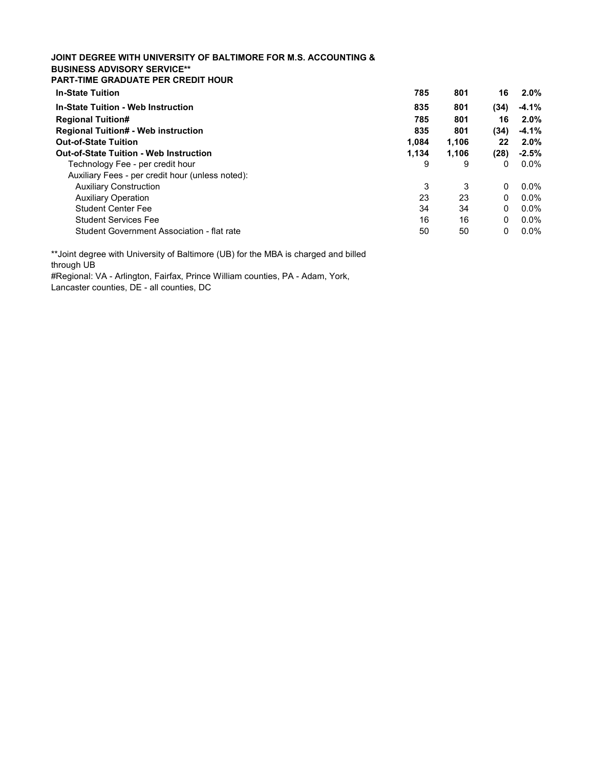**JOINT DEGREE WITH UNIVERSITY OF BALTIMORE FOR M.S. ACCOUNTING & BUSINESS ADVISORY SERVICE****

**PART-TIME GRADUATE PER CREDIT HOUR**

| | | | | |
|---|---|---|---|---|
| **In-State Tuition** | **785** | **801** | **16** | **2.0%** |
| **In-State Tuition - Web Instruction** | **835** | **801** | **(34)** | **-4.1%** |
| **Regional Tuition#** | **785** | **801** | **16** | **2.0%** |
| **Regional Tuition# - Web instruction** | **835** | **801** | **(34)** | **-4.1%** |
| **Out-of-State Tuition** | **1,084** | **1,106** | **22** | **2.0%** |
| **Out-of-State Tuition - Web Instruction** | **1,134** | **1,106** | **(28)** | **-2.5%** |
| Technology Fee - per credit hour | 9 | 9 | 0 | 0.0% |
| Auxiliary Fees - per credit hour (unless noted): | | | | |
| Auxiliary Construction | 3 | 3 | 0 | 0.0% |
| Auxiliary Operation | 23 | 23 | 0 | 0.0% |
| Student Center Fee | 34 | 34 | 0 | 0.0% |
| Student Services Fee | 16 | 16 | 0 | 0.0% |
| Student Government Association - flat rate | 50 | 50 | 0 | 0.0% |

**Joint degree with University of Baltimore (UB) for the MBA is charged and billed through UB

#Regional: VA - Arlington, Fairfax, Prince William counties, PA - Adam, York, Lancaster counties, DE - all counties, DC